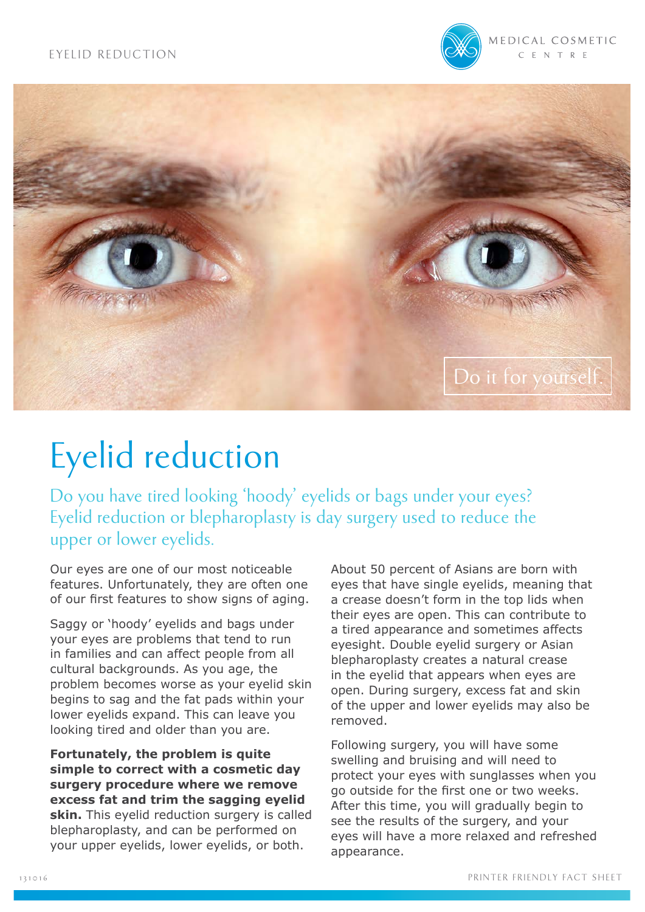# Eyelid reduction

Do you have tired looking 'hoody' eyelids or bags under your eyes? Eyelid reduction or blepharoplasty is day surgery used to reduce the upper or lower eyelids.

Our eyes are one of our most noticeable features. Unfortunately, they are often one of our first features to show signs of aging.

Saggy or 'hoody' eyelids and bags under your eyes are problems that tend to run in families and can affect people from all cultural backgrounds. As you age, the problem becomes worse as your eyelid skin begins to sag and the fat pads within your lower eyelids expand. This can leave you looking tired and older than you are.

**Fortunately, the problem is quite simple to correct with a cosmetic day surgery procedure where we remove excess fat and trim the sagging eyelid skin.** This eyelid reduction surgery is called blepharoplasty, and can be performed on your upper eyelids, lower eyelids, or both.

About 50 percent of Asians are born with eyes that have single eyelids, meaning that a crease doesn't form in the top lids when their eyes are open. This can contribute to a tired appearance and sometimes affects eyesight. Double eyelid surgery or Asian blepharoplasty creates a natural crease in the eyelid that appears when eyes are open. During surgery, excess fat and skin of the upper and lower eyelids may also be removed.

Following surgery, you will have some swelling and bruising and will need to protect your eyes with sunglasses when you go outside for the first one or two weeks. After this time, you will gradually begin to see the results of the surgery, and your eyes will have a more relaxed and refreshed appearance.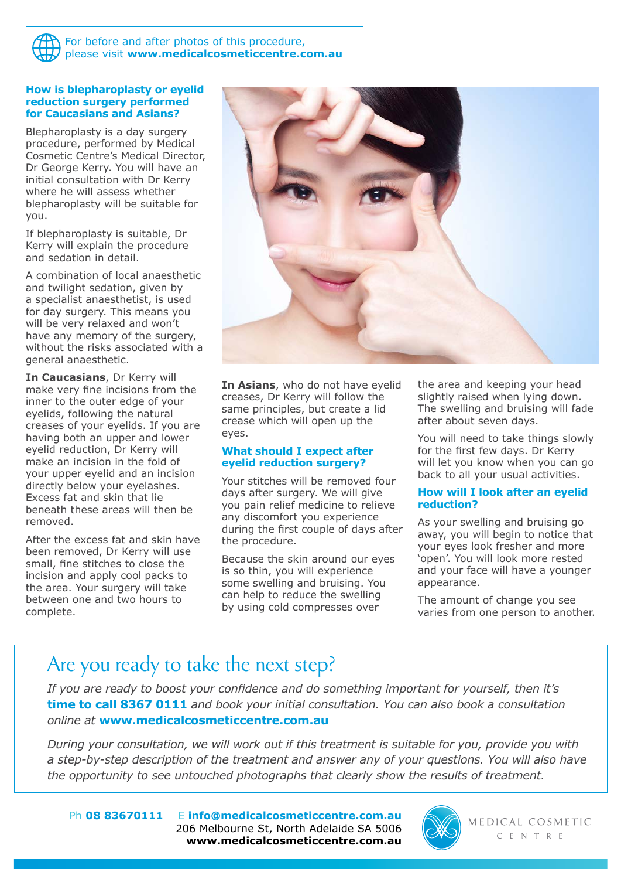For before and after photos of this procedure, please visit **www.medicalcosmeticcentre.com.au**

## How is blepharoplasty or eyelid reduction surgery performed for Caucasians and Asians?

Blepharoplasty is a day surgery procedure, performed by Medical Cosmetic Centre's Medical Director, Dr George Kerry. You will have an initial consultation with Dr Kerry where he will assess whether blepharoplasty will be suitable for you.

If blepharoplasty is suitable, Dr Kerry will explain the procedure and sedation in detail.

A combination of local anaesthetic and twilight sedation, given by a specialist anaesthetist, is used for day surgery. This means you will be very relaxed and won't have any memory of the surgery, without the risks associated with a general anaesthetic.

**In Caucasians**, Dr Kerry will make very fine incisions from the inner to the outer edge of your eyelids, following the natural creases of your eyelids. If you are having both an upper and lower eyelid reduction, Dr Kerry will make an incision in the fold of your upper eyelid and an incision directly below your eyelashes. Excess fat and skin that lie beneath these areas will then be removed.

After the excess fat and skin have been removed, Dr Kerry will use small, fine stitches to close the incision and apply cool packs to the area. Your surgery will take between one and two hours to complete.

**In Asians**, who do not have eyelid creases, Dr Kerry will follow the same principles, but create a lid crease which will open up the eyes.

## What should I expect after eyelid reduction surgery?

Your stitches will be removed four days after surgery. We will give you pain relief medicine to relieve any discomfort you experience during the first couple of days after the procedure.

Because the skin around our eyes is so thin, you will experience some swelling and bruising. You can help to reduce the swelling by using cold compresses over the area and keeping your head slightly raised when lying down. The swelling and bruising will fade after about seven days.

You will need to take things slowly for the first few days. Dr Kerry will let you know when you can go back to all your usual activities.

## How will I look after an eyelid reduction?

As your swelling and bruising go away, you will begin to notice that your eyes look fresher and more 'open'. You will look more rested and your face will have a younger appearance.

The amount of change you see varies from one person to another.

## Are you ready to take the next step?

*If you are ready to boost your confidence and do something important for yourself, then it's* ***time to call 8367 0111*** *and book your initial consultation. You can also book a consultation online at* ***www.medicalcosmeticcentre.com.au***

*During your consultation, we will work out if this treatment is suitable for you, provide you with a step-by-step description of the treatment and answer any of your questions. You will also have the opportunity to see untouched photographs that clearly show the results of treatment.*

Ph **08 83670111** E **info@medicalcosmeticcentre.com.au**
206 Melbourne St, North Adelaide SA 5006
**www.medicalcosmeticcentre.com.au**

MEDICAL COSMETIC CENTRE